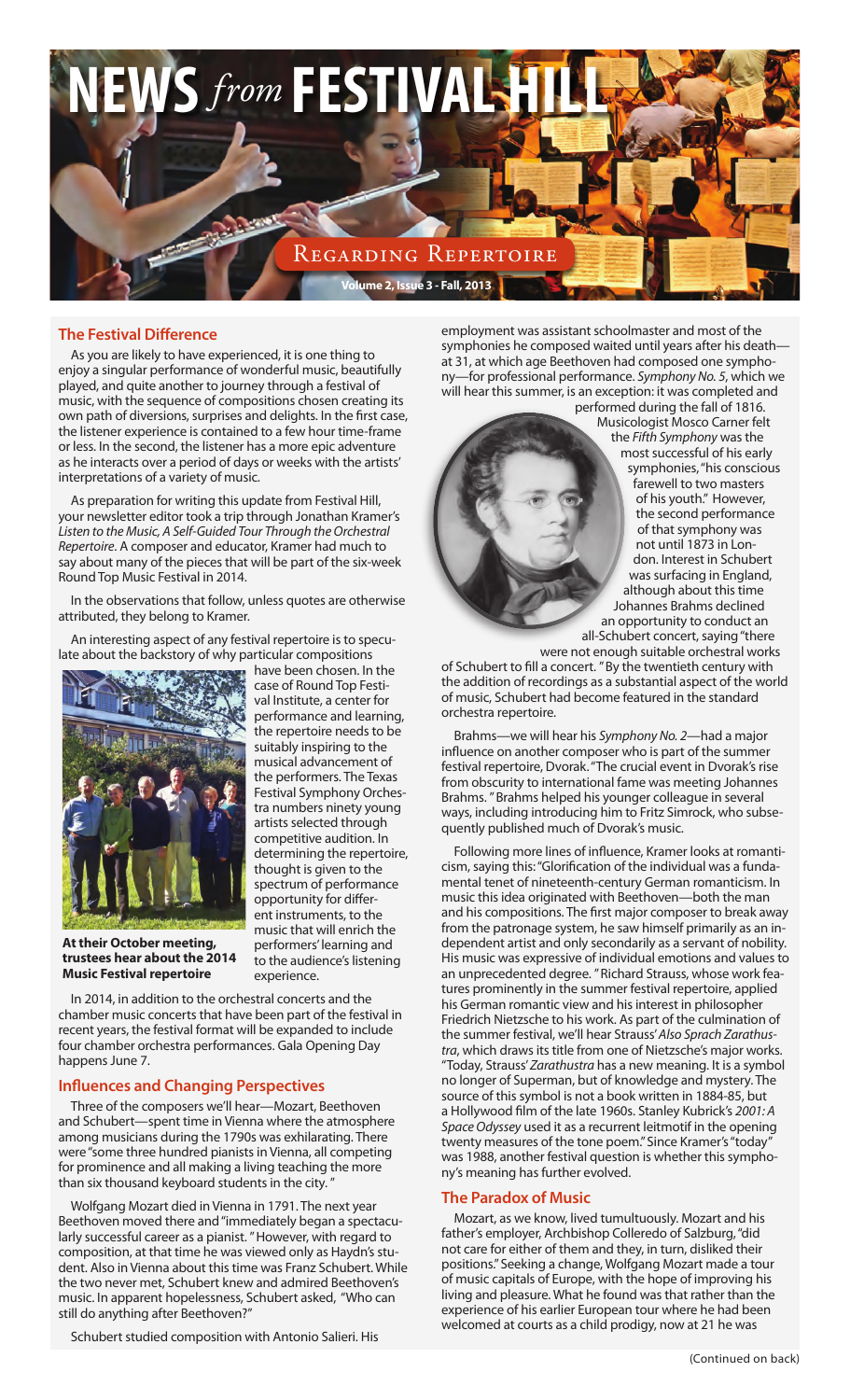# NEWS *from* FESTIVAL HILL

## Regarding Repertoire

**Volume 2, Issue 3 - Fall, 2013**

### The Festival Difference

As you are likely to have experienced, it is one thing to enjoy a singular performance of wonderful music, beautifully played, and quite another to journey through a festival of music, with the sequence of compositions chosen creating its own path of diversions, surprises and delights. In the first case, the listener experience is contained to a few hour time-frame or less. In the second, the listener has a more epic adventure as he interacts over a period of days or weeks with the artists' interpretations of a variety of music.

As preparation for writing this update from Festival Hill, your newsletter editor took a trip through Jonathan Kramer's *Listen to the Music, A Self-Guided Tour Through the Orchestral Repertoire*. A composer and educator, Kramer had much to say about many of the pieces that will be part of the six-week Round Top Music Festival in 2014.

In the observations that follow, unless quotes are otherwise attributed, they belong to Kramer.

An interesting aspect of any festival repertoire is to speculate about the backstory of why particular compositions have been chosen. In the case of Round Top Festival Institute, a center for performance and learning, the repertoire needs to be suitably inspiring to the musical advancement of the performers. The Texas Festival Symphony Orchestra numbers ninety young artists selected through competitive audition. In determining the repertoire, thought is given to the spectrum of performance opportunity for different instruments, to the music that will enrich the performers' learning and to the audience's listening experience.

**At their October meeting, trustees hear about the 2014 Music Festival repertoire**

In 2014, in addition to the orchestral concerts and the chamber music concerts that have been part of the festival in recent years, the festival format will be expanded to include four chamber orchestra performances. Gala Opening Day happens June 7.

### Influences and Changing Perspectives

Three of the composers we'll hear—Mozart, Beethoven and Schubert—spent time in Vienna where the atmosphere among musicians during the 1790s was exhilarating. There were "some three hundred pianists in Vienna, all competing for prominence and all making a living teaching the more than six thousand keyboard students in the city. "

Wolfgang Mozart died in Vienna in 1791. The next year Beethoven moved there and "immediately began a spectacularly successful career as a pianist. " However, with regard to composition, at that time he was viewed only as Haydn's student. Also in Vienna about this time was Franz Schubert. While the two never met, Schubert knew and admired Beethoven's music. In apparent hopelessness, Schubert asked, "Who can still do anything after Beethoven?"

Schubert studied composition with Antonio Salieri. His employment was assistant schoolmaster and most of the symphonies he composed waited until years after his death—at 31, at which age Beethoven had composed one symphony—for professional performance. *Symphony No. 5*, which we will hear this summer, is an exception: it was completed and performed during the fall of 1816.

Musicologist Mosco Carner felt the *Fifth Symphony* was the most successful of his early symphonies, "his conscious farewell to two masters of his youth." However, the second performance of that symphony was not until 1873 in London. Interest in Schubert was surfacing in England, although about this time Johannes Brahms declined an opportunity to conduct an all-Schubert concert, saying "there were not enough suitable orchestral works of Schubert to fill a concert. " By the twentieth century with the addition of recordings as a substantial aspect of the world of music, Schubert had become featured in the standard orchestra repertoire.

Brahms—we will hear his *Symphony No. 2*—had a major influence on another composer who is part of the summer festival repertoire, Dvorak. "The crucial event in Dvorak's rise from obscurity to international fame was meeting Johannes Brahms. " Brahms helped his younger colleague in several ways, including introducing him to Fritz Simrock, who subsequently published much of Dvorak's music.

Following more lines of influence, Kramer looks at romanticism, saying this: "Glorification of the individual was a fundamental tenet of nineteenth-century German romanticism. In music this idea originated with Beethoven—both the man and his compositions. The first major composer to break away from the patronage system, he saw himself primarily as an independent artist and only secondarily as a servant of nobility. His music was expressive of individual emotions and values to an unprecedented degree. " Richard Strauss, whose work features prominently in the summer festival repertoire, applied his German romantic view and his interest in philosopher Friedrich Nietzsche to his work. As part of the culmination of the summer festival, we'll hear Strauss' *Also Sprach Zarathustra*, which draws its title from one of Nietzsche's major works. "Today, Strauss' *Zarathustra* has a new meaning. It is a symbol no longer of Superman, but of knowledge and mystery. The source of this symbol is not a book written in 1884-85, but a Hollywood film of the late 1960s. Stanley Kubrick's *2001: A Space Odyssey* used it as a recurrent leitmotif in the opening twenty measures of the tone poem." Since Kramer's "today" was 1988, another festival question is whether this symphony's meaning has further evolved.

### The Paradox of Music

Mozart, as we know, lived tumultuously. Mozart and his father's employer, Archbishop Colleredo of Salzburg, "did not care for either of them and they, in turn, disliked their positions." Seeking a change, Wolfgang Mozart made a tour of music capitals of Europe, with the hope of improving his living and pleasure. What he found was that rather than the experience of his earlier European tour where he had been welcomed at courts as a child prodigy, now at 21 he was

(Continued on back)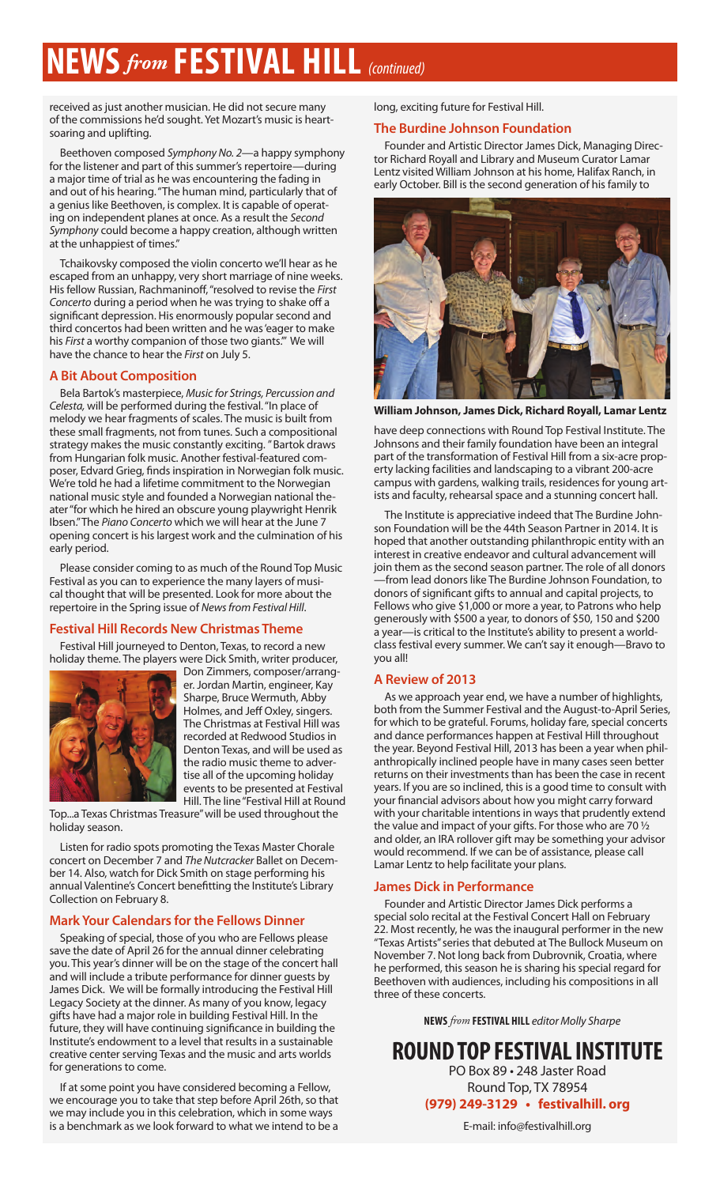# NEWS *from* FESTIVAL HILL *(continued)*

received as just another musician. He did not secure many of the commissions he'd sought. Yet Mozart's music is heart-soaring and uplifting.

Beethoven composed *Symphony No. 2*—a happy symphony for the listener and part of this summer's repertoire—during a major time of trial as he was encountering the fading in and out of his hearing. "The human mind, particularly that of a genius like Beethoven, is complex. It is capable of operating on independent planes at once. As a result the *Second Symphony* could become a happy creation, although written at the unhappiest of times."

Tchaikovsky composed the violin concerto we'll hear as he escaped from an unhappy, very short marriage of nine weeks. His fellow Russian, Rachmaninoff, "resolved to revise the *First Concerto* during a period when he was trying to shake off a significant depression. His enormously popular second and third concertos had been written and he was 'eager to make his *First* a worthy companion of those two giants.'" We will have the chance to hear the *First* on July 5.

## A Bit About Composition

Bela Bartok's masterpiece, *Music for Strings, Percussion and Celesta,* will be performed during the festival. "In place of melody we hear fragments of scales. The music is built from these small fragments, not from tunes. Such a compositional strategy makes the music constantly exciting. " Bartok draws from Hungarian folk music. Another festival-featured composer, Edvard Grieg, finds inspiration in Norwegian folk music. We're told he had a lifetime commitment to the Norwegian national music style and founded a Norwegian national theater "for which he hired an obscure young playwright Henrik Ibsen." The *Piano Concerto* which we will hear at the June 7 opening concert is his largest work and the culmination of his early period.

Please consider coming to as much of the Round Top Music Festival as you can to experience the many layers of musical thought that will be presented. Look for more about the repertoire in the Spring issue of *News from Festival Hill*.

## Festival Hill Records New Christmas Theme

Festival Hill journeyed to Denton, Texas, to record a new holiday theme. The players were Dick Smith, writer producer, Don Zimmers, composer/arranger. Jordan Martin, engineer, Kay Sharpe, Bruce Wermuth, Abby Holmes, and Jeff Oxley, singers. The Christmas at Festival Hill was recorded at Redwood Studios in Denton Texas, and will be used as the radio music theme to advertise all of the upcoming holiday events to be presented at Festival Hill. The line "Festival Hill at Round Top...a Texas Christmas Treasure" will be used throughout the holiday season.

Listen for radio spots promoting the Texas Master Chorale concert on December 7 and *The Nutcracker* Ballet on December 14. Also, watch for Dick Smith on stage performing his annual Valentine's Concert benefitting the Institute's Library Collection on February 8.

## Mark Your Calendars for the Fellows Dinner

Speaking of special, those of you who are Fellows please save the date of April 26 for the annual dinner celebrating you. This year's dinner will be on the stage of the concert hall and will include a tribute performance for dinner guests by James Dick. We will be formally introducing the Festival Hill Legacy Society at the dinner. As many of you know, legacy gifts have had a major role in building Festival Hill. In the future, they will have continuing significance in building the Institute's endowment to a level that results in a sustainable creative center serving Texas and the music and arts worlds for generations to come.

If at some point you have considered becoming a Fellow, we encourage you to take that step before April 26th, so that we may include you in this celebration, which in some ways is a benchmark as we look forward to what we intend to be a long, exciting future for Festival Hill.

## The Burdine Johnson Foundation

Founder and Artistic Director James Dick, Managing Director Richard Royall and Library and Museum Curator Lamar Lentz visited William Johnson at his home, Halifax Ranch, in early October. Bill is the second generation of his family to have deep connections with Round Top Festival Institute. The Johnsons and their family foundation have been an integral part of the transformation of Festival Hill from a six-acre property lacking facilities and landscaping to a vibrant 200-acre campus with gardens, walking trails, residences for young artists and faculty, rehearsal space and a stunning concert hall.

**William Johnson, James Dick, Richard Royall, Lamar Lentz**

The Institute is appreciative indeed that The Burdine Johnson Foundation will be the 44th Season Partner in 2014. It is hoped that another outstanding philanthropic entity with an interest in creative endeavor and cultural advancement will join them as the second season partner. The role of all donors —from lead donors like The Burdine Johnson Foundation, to donors of significant gifts to annual and capital projects, to Fellows who give $1,000 or more a year, to Patrons who help generously with $500 a year, to donors of $50, 150 and $200 a year—is critical to the Institute's ability to present a world-class festival every summer. We can't say it enough—Bravo to you all!

## A Review of 2013

As we approach year end, we have a number of highlights, both from the Summer Festival and the August-to-April Series, for which to be grateful. Forums, holiday fare, special concerts and dance performances happen at Festival Hill throughout the year. Beyond Festival Hill, 2013 has been a year when philanthropically inclined people have in many cases seen better returns on their investments than has been the case in recent years. If you are so inclined, this is a good time to consult with your financial advisors about how you might carry forward with your charitable intentions in ways that prudently extend the value and impact of your gifts. For those who are 70 ½ and older, an IRA rollover gift may be something your advisor would recommend. If we can be of assistance, please call Lamar Lentz to help facilitate your plans.

## James Dick in Performance

Founder and Artistic Director James Dick performs a special solo recital at the Festival Concert Hall on February 22. Most recently, he was the inaugural performer in the new "Texas Artists" series that debuted at The Bullock Museum on November 7. Not long back from Dubrovnik, Croatia, where he performed, this season he is sharing his special regard for Beethoven with audiences, including his compositions in all three of these concerts.

**NEWS** *from* **FESTIVAL HILL** *editor Molly Sharpe*

## ROUND TOP FESTIVAL INSTITUTE

PO Box 89 • 248 Jaster Road
Round Top, TX 78954
**(979) 249-3129 • festivalhill. org**

E-mail: info@festivalhill.org